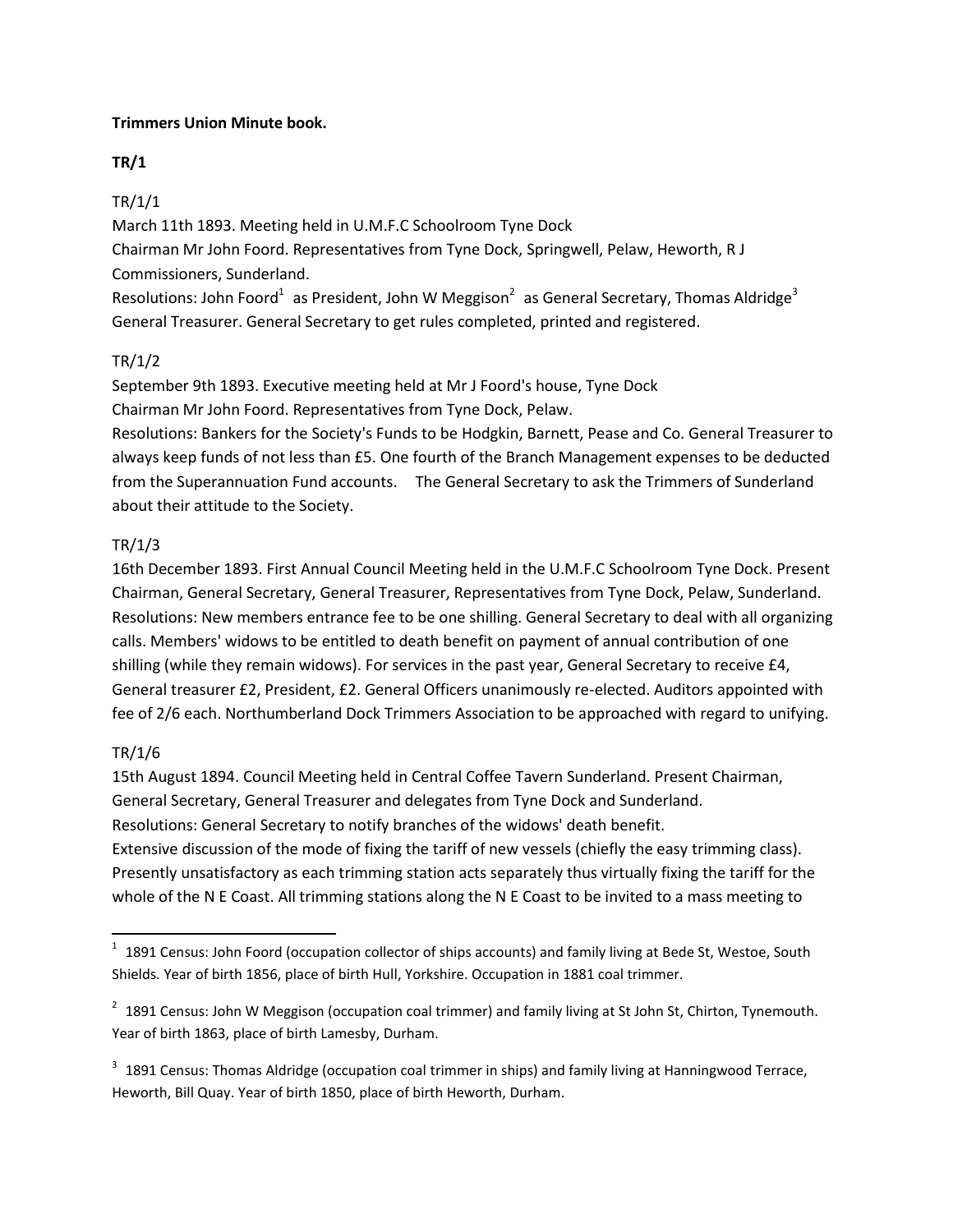**Trimmers Union Minute book.**

**TR/1**

TR/1/1

March 11th 1893. Meeting held in U.M.F.C Schoolroom Tyne Dock

Chairman Mr John Foord. Representatives from Tyne Dock, Springwell, Pelaw, Heworth, R J Commissioners, Sunderland.

Resolutions: John Foord[1] as President, John W Meggison[2] as General Secretary, Thomas Aldridge[3] General Treasurer. General Secretary to get rules completed, printed and registered.

TR/1/2

September 9th 1893. Executive meeting held at Mr J Foord's house, Tyne Dock

Chairman Mr John Foord. Representatives from Tyne Dock, Pelaw.

Resolutions: Bankers for the Society's Funds to be Hodgkin, Barnett, Pease and Co. General Treasurer to always keep funds of not less than £5. One fourth of the Branch Management expenses to be deducted from the Superannuation Fund accounts. The General Secretary to ask the Trimmers of Sunderland about their attitude to the Society.

TR/1/3

16th December 1893. First Annual Council Meeting held in the U.M.F.C Schoolroom Tyne Dock. Present Chairman, General Secretary, General Treasurer, Representatives from Tyne Dock, Pelaw, Sunderland. Resolutions: New members entrance fee to be one shilling. General Secretary to deal with all organizing calls. Members' widows to be entitled to death benefit on payment of annual contribution of one shilling (while they remain widows). For services in the past year, General Secretary to receive £4, General treasurer £2, President, £2. General Officers unanimously re-elected. Auditors appointed with fee of 2/6 each. Northumberland Dock Trimmers Association to be approached with regard to unifying.

TR/1/6

15th August 1894. Council Meeting held in Central Coffee Tavern Sunderland. Present Chairman, General Secretary, General Treasurer and delegates from Tyne Dock and Sunderland.

Resolutions: General Secretary to notify branches of the widows' death benefit.

Extensive discussion of the mode of fixing the tariff of new vessels (chiefly the easy trimming class). Presently unsatisfactory as each trimming station acts separately thus virtually fixing the tariff for the whole of the N E Coast. All trimming stations along the N E Coast to be invited to a mass meeting to

---

[1] 1891 Census: John Foord (occupation collector of ships accounts) and family living at Bede St, Westoe, South Shields. Year of birth 1856, place of birth Hull, Yorkshire. Occupation in 1881 coal trimmer.

[2] 1891 Census: John W Meggison (occupation coal trimmer) and family living at St John St, Chirton, Tynemouth. Year of birth 1863, place of birth Lamesby, Durham.

[3] 1891 Census: Thomas Aldridge (occupation coal trimmer in ships) and family living at Hanningwood Terrace, Heworth, Bill Quay. Year of birth 1850, place of birth Heworth, Durham.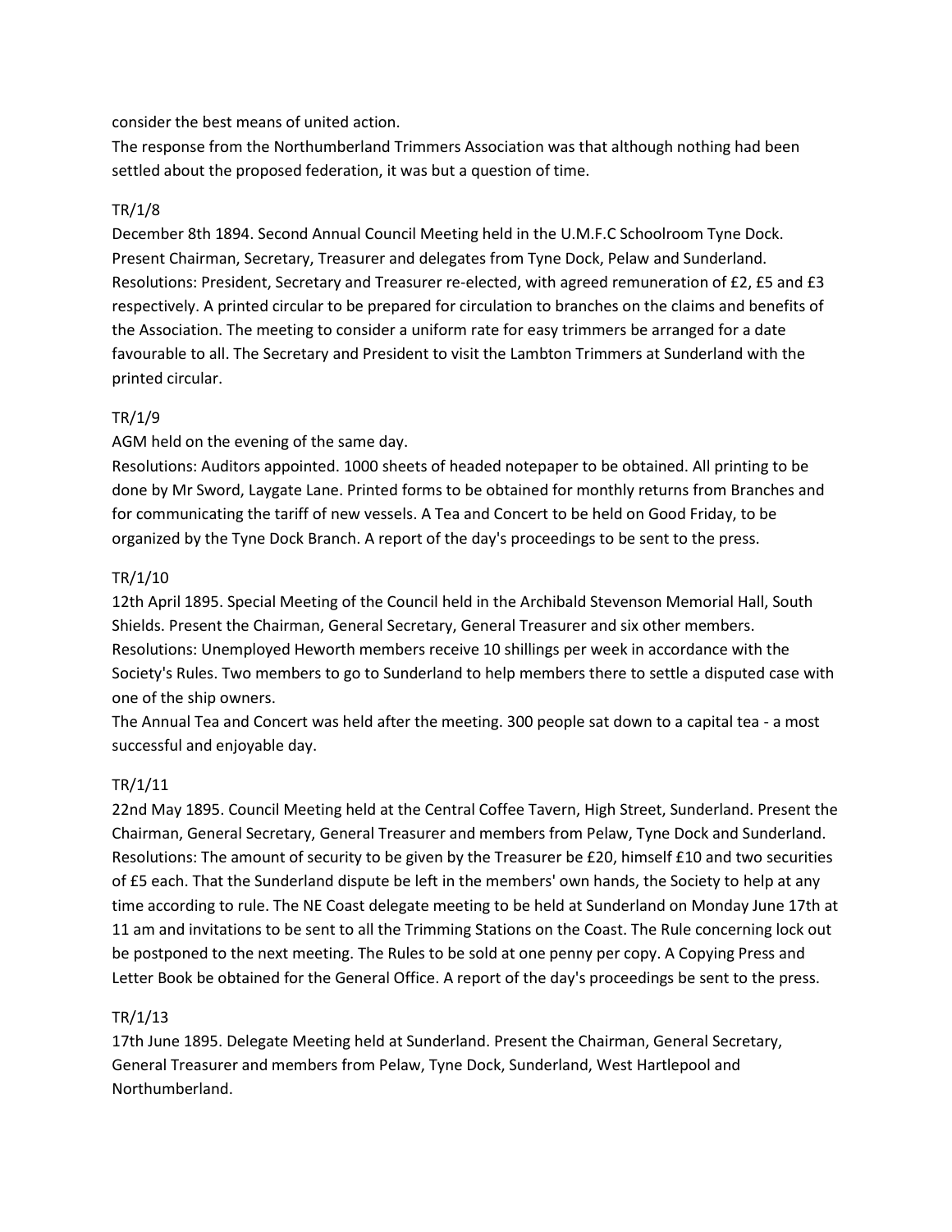consider the best means of united action.

The response from the Northumberland Trimmers Association was that although nothing had been settled about the proposed federation, it was but a question of time.

TR/1/8

December 8th 1894. Second Annual Council Meeting held in the U.M.F.C Schoolroom Tyne Dock. Present Chairman, Secretary, Treasurer and delegates from Tyne Dock, Pelaw and Sunderland. Resolutions: President, Secretary and Treasurer re-elected, with agreed remuneration of £2, £5 and £3 respectively. A printed circular to be prepared for circulation to branches on the claims and benefits of the Association. The meeting to consider a uniform rate for easy trimmers be arranged for a date favourable to all. The Secretary and President to visit the Lambton Trimmers at Sunderland with the printed circular.

TR/1/9

AGM held on the evening of the same day.

Resolutions: Auditors appointed. 1000 sheets of headed notepaper to be obtained. All printing to be done by Mr Sword, Laygate Lane. Printed forms to be obtained for monthly returns from Branches and for communicating the tariff of new vessels. A Tea and Concert to be held on Good Friday, to be organized by the Tyne Dock Branch. A report of the day's proceedings to be sent to the press.

TR/1/10

12th April 1895. Special Meeting of the Council held in the Archibald Stevenson Memorial Hall, South Shields. Present the Chairman, General Secretary, General Treasurer and six other members. Resolutions: Unemployed Heworth members receive 10 shillings per week in accordance with the Society's Rules. Two members to go to Sunderland to help members there to settle a disputed case with one of the ship owners.

The Annual Tea and Concert was held after the meeting. 300 people sat down to a capital tea - a most successful and enjoyable day.

TR/1/11

22nd May 1895. Council Meeting held at the Central Coffee Tavern, High Street, Sunderland. Present the Chairman, General Secretary, General Treasurer and members from Pelaw, Tyne Dock and Sunderland. Resolutions: The amount of security to be given by the Treasurer be £20, himself £10 and two securities of £5 each. That the Sunderland dispute be left in the members' own hands, the Society to help at any time according to rule. The NE Coast delegate meeting to be held at Sunderland on Monday June 17th at 11 am and invitations to be sent to all the Trimming Stations on the Coast. The Rule concerning lock out be postponed to the next meeting. The Rules to be sold at one penny per copy. A Copying Press and Letter Book be obtained for the General Office. A report of the day's proceedings be sent to the press.

TR/1/13

17th June 1895. Delegate Meeting held at Sunderland. Present the Chairman, General Secretary, General Treasurer and members from Pelaw, Tyne Dock, Sunderland, West Hartlepool and Northumberland.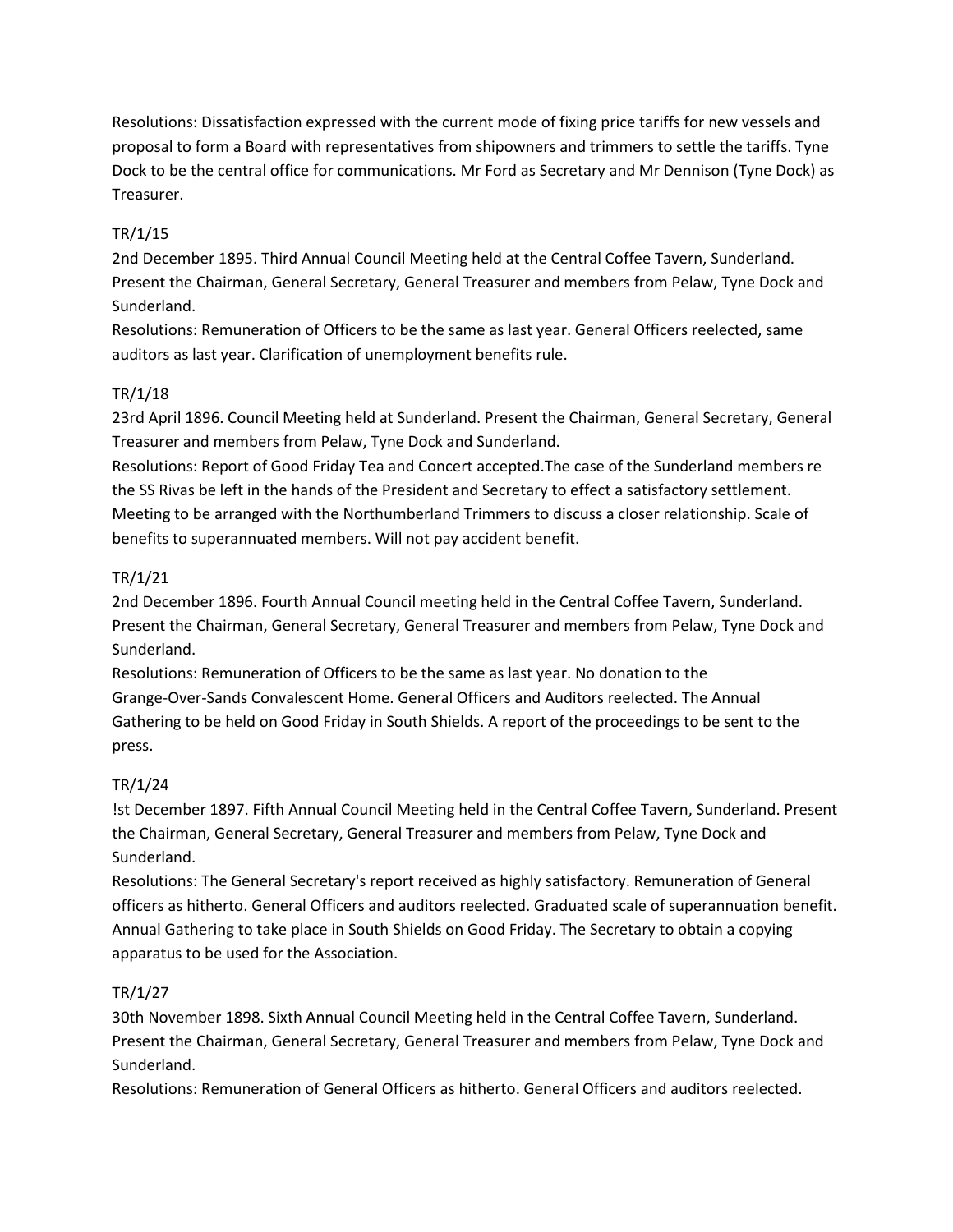Resolutions: Dissatisfaction expressed with the current mode of fixing price tariffs for new vessels and proposal to form a Board with representatives from shipowners and trimmers to settle the tariffs. Tyne Dock to be the central office for communications. Mr Ford as Secretary and Mr Dennison (Tyne Dock) as Treasurer.

TR/1/15

2nd December 1895. Third Annual Council Meeting held at the Central Coffee Tavern, Sunderland. Present the Chairman, General Secretary, General Treasurer and members from Pelaw, Tyne Dock and Sunderland.

Resolutions: Remuneration of Officers to be the same as last year. General Officers reelected, same auditors as last year. Clarification of unemployment benefits rule.

TR/1/18

23rd April 1896. Council Meeting held at Sunderland. Present the Chairman, General Secretary, General Treasurer and members from Pelaw, Tyne Dock and Sunderland.

Resolutions: Report of Good Friday Tea and Concert accepted.The case of the Sunderland members re the SS Rivas be left in the hands of the President and Secretary to effect a satisfactory settlement. Meeting to be arranged with the Northumberland Trimmers to discuss a closer relationship. Scale of benefits to superannuated members. Will not pay accident benefit.

TR/1/21

2nd December 1896. Fourth Annual Council meeting held in the Central Coffee Tavern, Sunderland. Present the Chairman, General Secretary, General Treasurer and members from Pelaw, Tyne Dock and Sunderland.

Resolutions: Remuneration of Officers to be the same as last year. No donation to the Grange-Over-Sands Convalescent Home. General Officers and Auditors reelected. The Annual Gathering to be held on Good Friday in South Shields. A report of the proceedings to be sent to the press.

TR/1/24

!st December 1897. Fifth Annual Council Meeting held in the Central Coffee Tavern, Sunderland. Present the Chairman, General Secretary, General Treasurer and members from Pelaw, Tyne Dock and Sunderland.

Resolutions: The General Secretary's report received as highly satisfactory. Remuneration of General officers as hitherto. General Officers and auditors reelected. Graduated scale of superannuation benefit. Annual Gathering to take place in South Shields on Good Friday. The Secretary to obtain a copying apparatus to be used for the Association.

TR/1/27

30th November 1898. Sixth Annual Council Meeting held in the Central Coffee Tavern, Sunderland. Present the Chairman, General Secretary, General Treasurer and members from Pelaw, Tyne Dock and Sunderland.

Resolutions: Remuneration of General Officers as hitherto. General Officers and auditors reelected.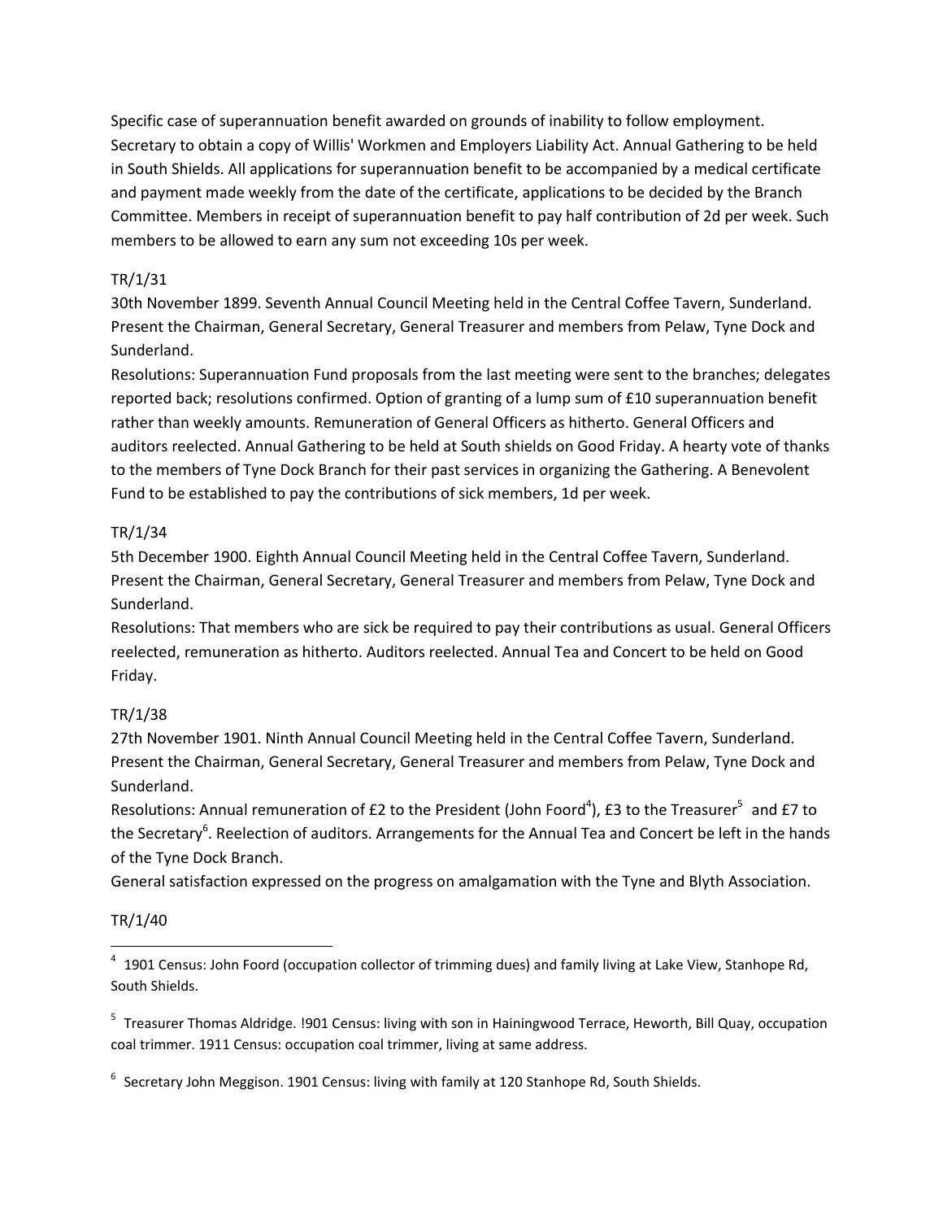Specific case of superannuation benefit awarded on grounds of inability to follow employment. Secretary to obtain a copy of Willis' Workmen and Employers Liability Act. Annual Gathering to be held in South Shields. All applications for superannuation benefit to be accompanied by a medical certificate and payment made weekly from the date of the certificate, applications to be decided by the Branch Committee. Members in receipt of superannuation benefit to pay half contribution of 2d per week. Such members to be allowed to earn any sum not exceeding 10s per week.

TR/1/31

30th November 1899. Seventh Annual Council Meeting held in the Central Coffee Tavern, Sunderland. Present the Chairman, General Secretary, General Treasurer and members from Pelaw, Tyne Dock and Sunderland.

Resolutions: Superannuation Fund proposals from the last meeting were sent to the branches; delegates reported back; resolutions confirmed. Option of granting of a lump sum of £10 superannuation benefit rather than weekly amounts. Remuneration of General Officers as hitherto. General Officers and auditors reelected. Annual Gathering to be held at South shields on Good Friday. A hearty vote of thanks to the members of Tyne Dock Branch for their past services in organizing the Gathering. A Benevolent Fund to be established to pay the contributions of sick members, 1d per week.

TR/1/34

5th December 1900. Eighth Annual Council Meeting held in the Central Coffee Tavern, Sunderland. Present the Chairman, General Secretary, General Treasurer and members from Pelaw, Tyne Dock and Sunderland.

Resolutions: That members who are sick be required to pay their contributions as usual. General Officers reelected, remuneration as hitherto. Auditors reelected. Annual Tea and Concert to be held on Good Friday.

TR/1/38

27th November 1901. Ninth Annual Council Meeting held in the Central Coffee Tavern, Sunderland. Present the Chairman, General Secretary, General Treasurer and members from Pelaw, Tyne Dock and Sunderland.

Resolutions: Annual remuneration of £2 to the President (John Foord[4]), £3 to the Treasurer[5] and £7 to the Secretary[6]. Reelection of auditors. Arrangements for the Annual Tea and Concert be left in the hands of the Tyne Dock Branch.

General satisfaction expressed on the progress on amalgamation with the Tyne and Blyth Association.

TR/1/40

---

[4] 1901 Census: John Foord (occupation collector of trimming dues) and family living at Lake View, Stanhope Rd, South Shields.

[5] Treasurer Thomas Aldridge. !901 Census: living with son in Hainingwood Terrace, Heworth, Bill Quay, occupation coal trimmer. 1911 Census: occupation coal trimmer, living at same address.

[6] Secretary John Meggison. 1901 Census: living with family at 120 Stanhope Rd, South Shields.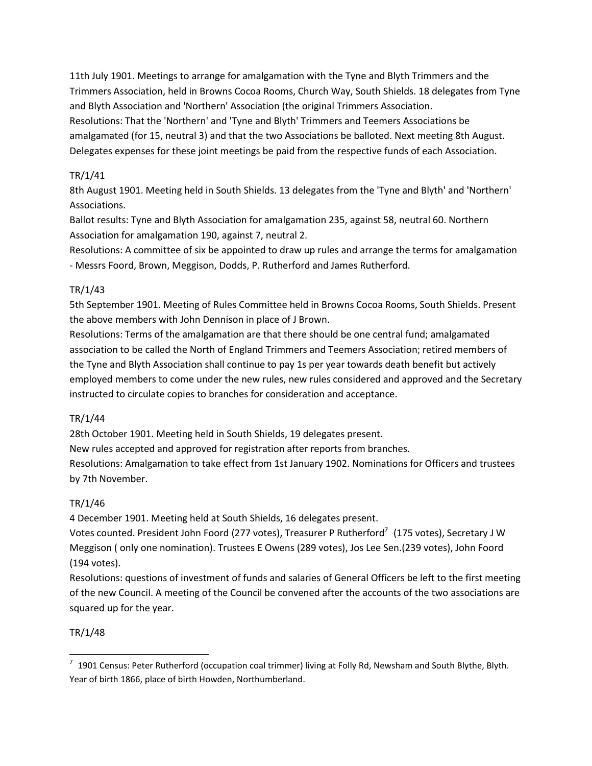11th July 1901. Meetings to arrange for amalgamation with the Tyne and Blyth Trimmers and the Trimmers Association, held in Browns Cocoa Rooms, Church Way, South Shields. 18 delegates from Tyne and Blyth Association and 'Northern' Association (the original Trimmers Association.

Resolutions: That the 'Northern' and 'Tyne and Blyth' Trimmers and Teemers Associations be amalgamated (for 15, neutral 3) and that the two Associations be balloted. Next meeting 8th August. Delegates expenses for these joint meetings be paid from the respective funds of each Association.

TR/1/41

8th August 1901. Meeting held in South Shields. 13 delegates from the 'Tyne and Blyth' and 'Northern' Associations.

Ballot results: Tyne and Blyth Association for amalgamation 235, against 58, neutral 60. Northern Association for amalgamation 190, against 7, neutral 2.

Resolutions: A committee of six be appointed to draw up rules and arrange the terms for amalgamation - Messrs Foord, Brown, Meggison, Dodds, P. Rutherford and James Rutherford.

TR/1/43

5th September 1901. Meeting of Rules Committee held in Browns Cocoa Rooms, South Shields. Present the above members with John Dennison in place of J Brown.

Resolutions: Terms of the amalgamation are that there should be one central fund; amalgamated association to be called the North of England Trimmers and Teemers Association; retired members of the Tyne and Blyth Association shall continue to pay 1s per year towards death benefit but actively employed members to come under the new rules, new rules considered and approved and the Secretary instructed to circulate copies to branches for consideration and acceptance.

TR/1/44

28th October 1901. Meeting held in South Shields, 19 delegates present.

New rules accepted and approved for registration after reports from branches.

Resolutions: Amalgamation to take effect from 1st January 1902. Nominations for Officers and trustees by 7th November.

TR/1/46

4 December 1901. Meeting held at South Shields, 16 delegates present.

Votes counted. President John Foord (277 votes), Treasurer P Rutherford[7] (175 votes), Secretary J W Meggison ( only one nomination). Trustees E Owens (289 votes), Jos Lee Sen.(239 votes), John Foord (194 votes).

Resolutions: questions of investment of funds and salaries of General Officers be left to the first meeting of the new Council. A meeting of the Council be convened after the accounts of the two associations are squared up for the year.

TR/1/48

---

[7] 1901 Census: Peter Rutherford (occupation coal trimmer) living at Folly Rd, Newsham and South Blythe, Blyth. Year of birth 1866, place of birth Howden, Northumberland.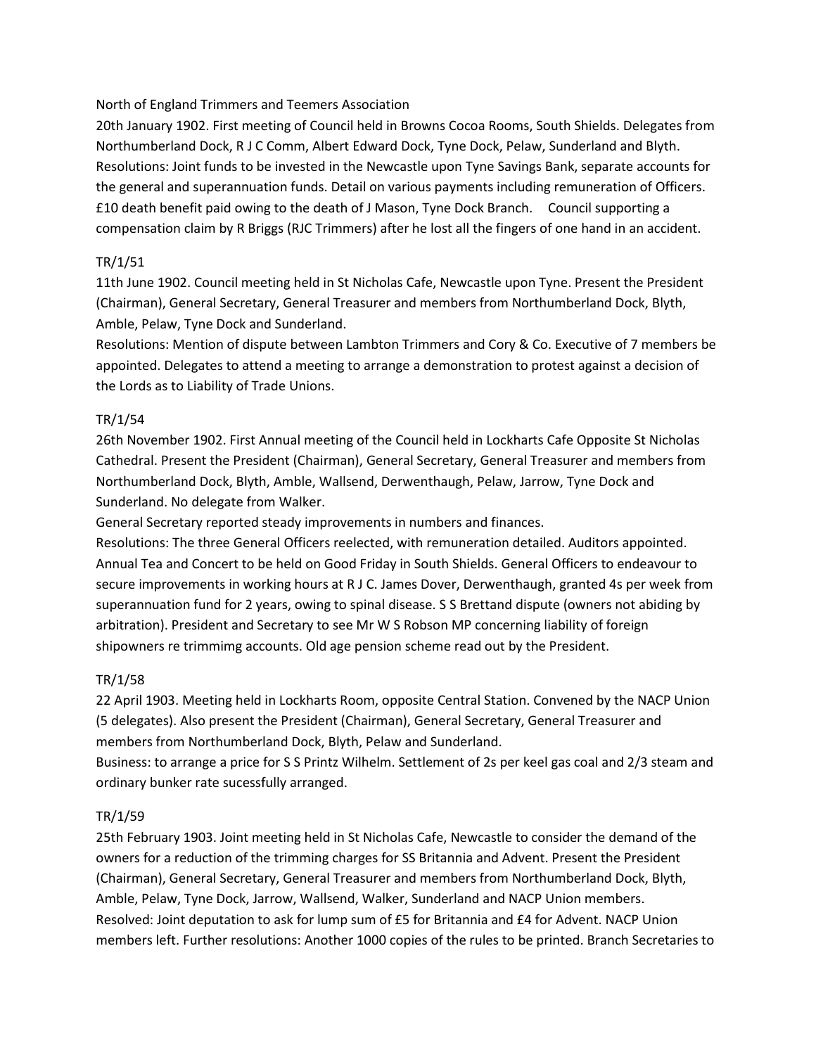North of England Trimmers and Teemers Association

20th January 1902. First meeting of Council held in Browns Cocoa Rooms, South Shields. Delegates from Northumberland Dock, R J C Comm, Albert Edward Dock, Tyne Dock, Pelaw, Sunderland and Blyth. Resolutions: Joint funds to be invested in the Newcastle upon Tyne Savings Bank, separate accounts for the general and superannuation funds. Detail on various payments including remuneration of Officers. £10 death benefit paid owing to the death of J Mason, Tyne Dock Branch. Council supporting a compensation claim by R Briggs (RJC Trimmers) after he lost all the fingers of one hand in an accident.

TR/1/51

11th June 1902. Council meeting held in St Nicholas Cafe, Newcastle upon Tyne. Present the President (Chairman), General Secretary, General Treasurer and members from Northumberland Dock, Blyth, Amble, Pelaw, Tyne Dock and Sunderland.

Resolutions: Mention of dispute between Lambton Trimmers and Cory & Co. Executive of 7 members be appointed. Delegates to attend a meeting to arrange a demonstration to protest against a decision of the Lords as to Liability of Trade Unions.

TR/1/54

26th November 1902. First Annual meeting of the Council held in Lockharts Cafe Opposite St Nicholas Cathedral. Present the President (Chairman), General Secretary, General Treasurer and members from Northumberland Dock, Blyth, Amble, Wallsend, Derwenthaugh, Pelaw, Jarrow, Tyne Dock and Sunderland. No delegate from Walker.

General Secretary reported steady improvements in numbers and finances.

Resolutions: The three General Officers reelected, with remuneration detailed. Auditors appointed. Annual Tea and Concert to be held on Good Friday in South Shields. General Officers to endeavour to secure improvements in working hours at R J C. James Dover, Derwenthaugh, granted 4s per week from superannuation fund for 2 years, owing to spinal disease. S S Brettand dispute (owners not abiding by arbitration). President and Secretary to see Mr W S Robson MP concerning liability of foreign shipowners re trimmimg accounts. Old age pension scheme read out by the President.

TR/1/58

22 April 1903. Meeting held in Lockharts Room, opposite Central Station. Convened by the NACP Union (5 delegates). Also present the President (Chairman), General Secretary, General Treasurer and members from Northumberland Dock, Blyth, Pelaw and Sunderland.

Business: to arrange a price for S S Printz Wilhelm. Settlement of 2s per keel gas coal and 2/3 steam and ordinary bunker rate sucessfully arranged.

TR/1/59

25th February 1903. Joint meeting held in St Nicholas Cafe, Newcastle to consider the demand of the owners for a reduction of the trimming charges for SS Britannia and Advent. Present the President (Chairman), General Secretary, General Treasurer and members from Northumberland Dock, Blyth, Amble, Pelaw, Tyne Dock, Jarrow, Wallsend, Walker, Sunderland and NACP Union members.

Resolved: Joint deputation to ask for lump sum of £5 for Britannia and £4 for Advent. NACP Union members left. Further resolutions: Another 1000 copies of the rules to be printed. Branch Secretaries to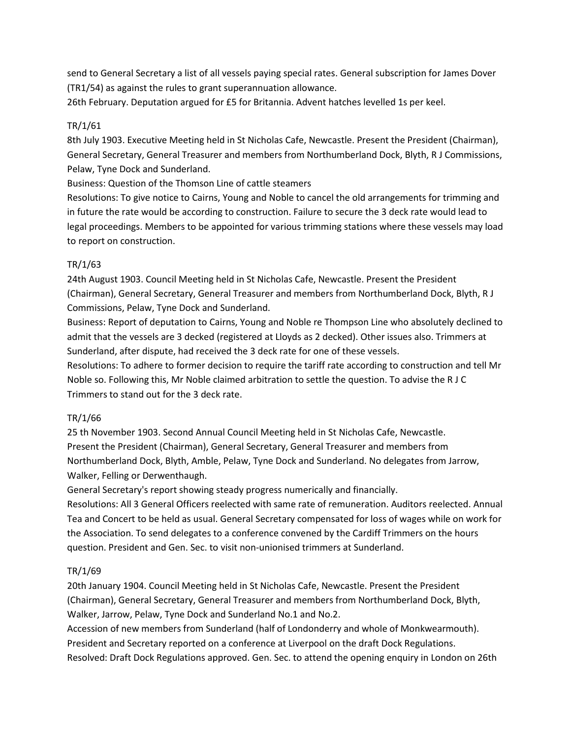send to General Secretary a list of all vessels paying special rates. General subscription for James Dover (TR1/54) as against the rules to grant superannuation allowance.

26th February. Deputation argued for £5 for Britannia. Advent hatches levelled 1s per keel.

TR/1/61

8th July 1903. Executive Meeting held in St Nicholas Cafe, Newcastle. Present the President (Chairman), General Secretary, General Treasurer and members from Northumberland Dock, Blyth, R J Commissions, Pelaw, Tyne Dock and Sunderland.

Business: Question of the Thomson Line of cattle steamers

Resolutions: To give notice to Cairns, Young and Noble to cancel the old arrangements for trimming and in future the rate would be according to construction. Failure to secure the 3 deck rate would lead to legal proceedings. Members to be appointed for various trimming stations where these vessels may load to report on construction.

TR/1/63

24th August 1903. Council Meeting held in St Nicholas Cafe, Newcastle. Present the President (Chairman), General Secretary, General Treasurer and members from Northumberland Dock, Blyth, R J Commissions, Pelaw, Tyne Dock and Sunderland.

Business: Report of deputation to Cairns, Young and Noble re Thompson Line who absolutely declined to admit that the vessels are 3 decked (registered at Lloyds as 2 decked). Other issues also. Trimmers at Sunderland, after dispute, had received the 3 deck rate for one of these vessels.

Resolutions: To adhere to former decision to require the tariff rate according to construction and tell Mr Noble so. Following this, Mr Noble claimed arbitration to settle the question. To advise the R J C Trimmers to stand out for the 3 deck rate.

TR/1/66

25 th November 1903. Second Annual Council Meeting held in St Nicholas Cafe, Newcastle. Present the President (Chairman), General Secretary, General Treasurer and members from Northumberland Dock, Blyth, Amble, Pelaw, Tyne Dock and Sunderland. No delegates from Jarrow, Walker, Felling or Derwenthaugh.

General Secretary's report showing steady progress numerically and financially.

Resolutions: All 3 General Officers reelected with same rate of remuneration. Auditors reelected. Annual Tea and Concert to be held as usual. General Secretary compensated for loss of wages while on work for the Association. To send delegates to a conference convened by the Cardiff Trimmers on the hours question. President and Gen. Sec. to visit non-unionised trimmers at Sunderland.

TR/1/69

20th January 1904. Council Meeting held in St Nicholas Cafe, Newcastle. Present the President (Chairman), General Secretary, General Treasurer and members from Northumberland Dock, Blyth, Walker, Jarrow, Pelaw, Tyne Dock and Sunderland No.1 and No.2.

Accession of new members from Sunderland (half of Londonderry and whole of Monkwearmouth).

President and Secretary reported on a conference at Liverpool on the draft Dock Regulations.

Resolved: Draft Dock Regulations approved. Gen. Sec. to attend the opening enquiry in London on 26th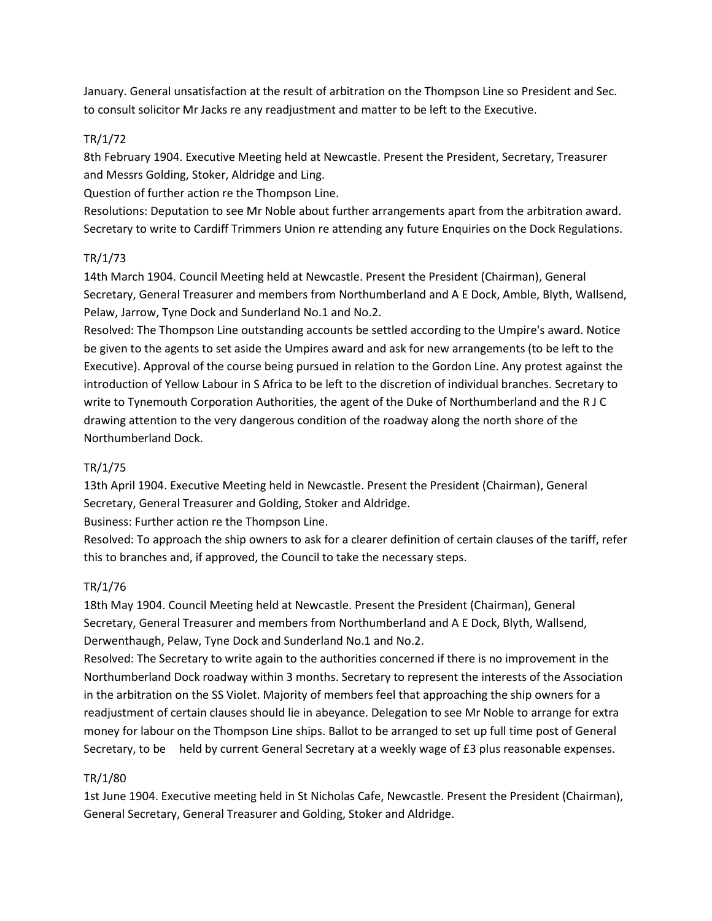January. General unsatisfaction at the result of arbitration on the Thompson Line so President and Sec. to consult solicitor Mr Jacks re any readjustment and matter to be left to the Executive.

TR/1/72

8th February 1904. Executive Meeting held at Newcastle. Present the President, Secretary, Treasurer and Messrs Golding, Stoker, Aldridge and Ling.

Question of further action re the Thompson Line.

Resolutions: Deputation to see Mr Noble about further arrangements apart from the arbitration award. Secretary to write to Cardiff Trimmers Union re attending any future Enquiries on the Dock Regulations.

TR/1/73

14th March 1904. Council Meeting held at Newcastle. Present the President (Chairman), General Secretary, General Treasurer and members from Northumberland and A E Dock, Amble, Blyth, Wallsend, Pelaw, Jarrow, Tyne Dock and Sunderland No.1 and No.2.

Resolved: The Thompson Line outstanding accounts be settled according to the Umpire's award. Notice be given to the agents to set aside the Umpires award and ask for new arrangements (to be left to the Executive). Approval of the course being pursued in relation to the Gordon Line. Any protest against the introduction of Yellow Labour in S Africa to be left to the discretion of individual branches. Secretary to write to Tynemouth Corporation Authorities, the agent of the Duke of Northumberland and the R J C drawing attention to the very dangerous condition of the roadway along the north shore of the Northumberland Dock.

TR/1/75

13th April 1904. Executive Meeting held in Newcastle. Present the President (Chairman), General Secretary, General Treasurer and Golding, Stoker and Aldridge.

Business: Further action re the Thompson Line.

Resolved: To approach the ship owners to ask for a clearer definition of certain clauses of the tariff, refer this to branches and, if approved, the Council to take the necessary steps.

TR/1/76

18th May 1904. Council Meeting held at Newcastle. Present the President (Chairman), General Secretary, General Treasurer and members from Northumberland and A E Dock, Blyth, Wallsend, Derwenthaugh, Pelaw, Tyne Dock and Sunderland No.1 and No.2.

Resolved: The Secretary to write again to the authorities concerned if there is no improvement in the Northumberland Dock roadway within 3 months. Secretary to represent the interests of the Association in the arbitration on the SS Violet. Majority of members feel that approaching the ship owners for a readjustment of certain clauses should lie in abeyance. Delegation to see Mr Noble to arrange for extra money for labour on the Thompson Line ships. Ballot to be arranged to set up full time post of General Secretary, to be held by current General Secretary at a weekly wage of £3 plus reasonable expenses.

TR/1/80

1st June 1904. Executive meeting held in St Nicholas Cafe, Newcastle. Present the President (Chairman), General Secretary, General Treasurer and Golding, Stoker and Aldridge.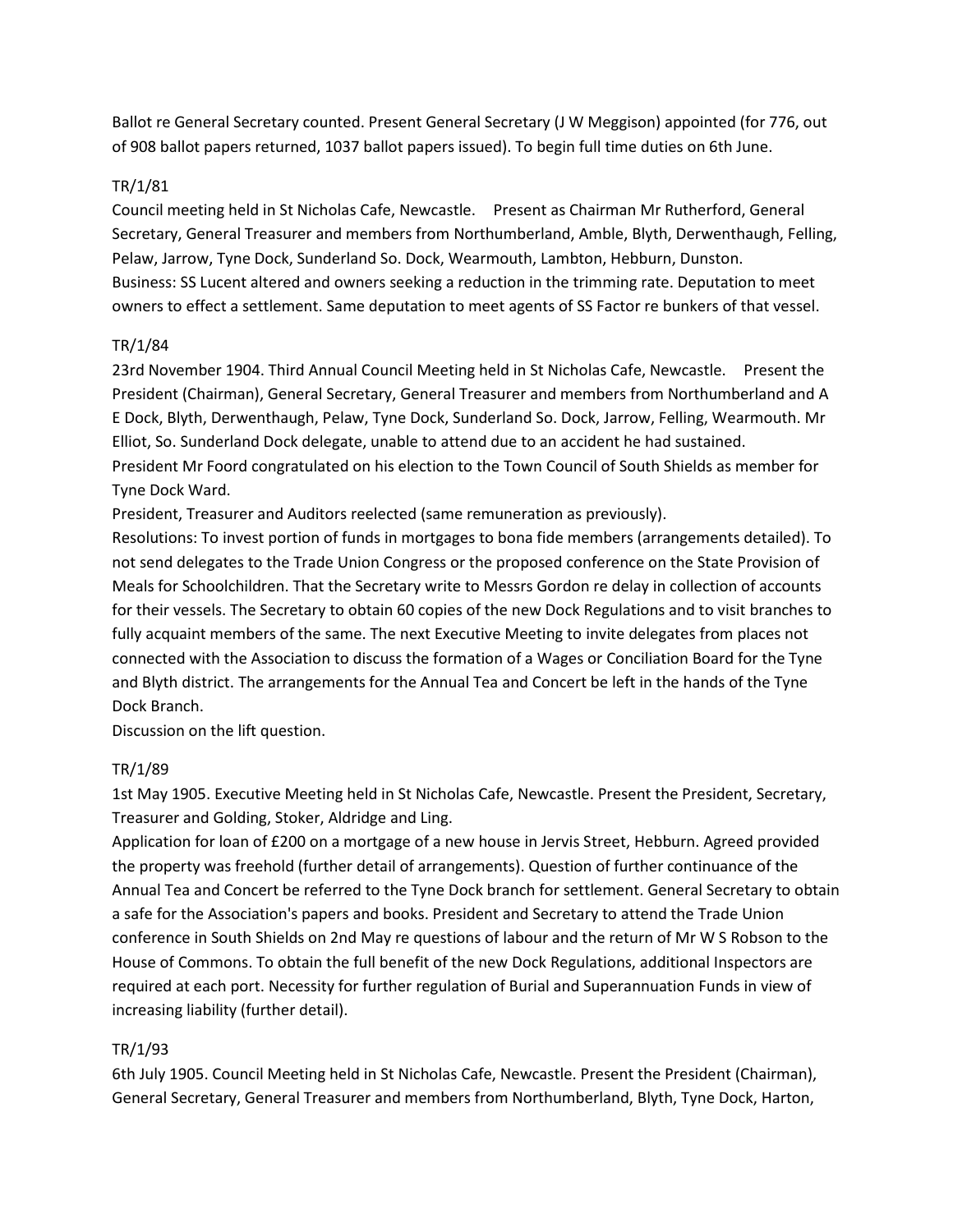Ballot re General Secretary counted. Present General Secretary (J W Meggison) appointed (for 776, out of 908 ballot papers returned, 1037 ballot papers issued). To begin full time duties on 6th June.

TR/1/81

Council meeting held in St Nicholas Cafe, Newcastle. Present as Chairman Mr Rutherford, General Secretary, General Treasurer and members from Northumberland, Amble, Blyth, Derwenthaugh, Felling, Pelaw, Jarrow, Tyne Dock, Sunderland So. Dock, Wearmouth, Lambton, Hebburn, Dunston.
Business: SS Lucent altered and owners seeking a reduction in the trimming rate. Deputation to meet owners to effect a settlement. Same deputation to meet agents of SS Factor re bunkers of that vessel.

TR/1/84

23rd November 1904. Third Annual Council Meeting held in St Nicholas Cafe, Newcastle. Present the President (Chairman), General Secretary, General Treasurer and members from Northumberland and A E Dock, Blyth, Derwenthaugh, Pelaw, Tyne Dock, Sunderland So. Dock, Jarrow, Felling, Wearmouth. Mr Elliot, So. Sunderland Dock delegate, unable to attend due to an accident he had sustained.
President Mr Foord congratulated on his election to the Town Council of South Shields as member for Tyne Dock Ward.
President, Treasurer and Auditors reelected (same remuneration as previously).
Resolutions: To invest portion of funds in mortgages to bona fide members (arrangements detailed). To not send delegates to the Trade Union Congress or the proposed conference on the State Provision of Meals for Schoolchildren. That the Secretary write to Messrs Gordon re delay in collection of accounts for their vessels. The Secretary to obtain 60 copies of the new Dock Regulations and to visit branches to fully acquaint members of the same. The next Executive Meeting to invite delegates from places not connected with the Association to discuss the formation of a Wages or Conciliation Board for the Tyne and Blyth district. The arrangements for the Annual Tea and Concert be left in the hands of the Tyne Dock Branch.
Discussion on the lift question.

TR/1/89

1st May 1905. Executive Meeting held in St Nicholas Cafe, Newcastle. Present the President, Secretary, Treasurer and Golding, Stoker, Aldridge and Ling.
Application for loan of £200 on a mortgage of a new house in Jervis Street, Hebburn. Agreed provided the property was freehold (further detail of arrangements). Question of further continuance of the Annual Tea and Concert be referred to the Tyne Dock branch for settlement. General Secretary to obtain a safe for the Association's papers and books. President and Secretary to attend the Trade Union conference in South Shields on 2nd May re questions of labour and the return of Mr W S Robson to the House of Commons. To obtain the full benefit of the new Dock Regulations, additional Inspectors are required at each port. Necessity for further regulation of Burial and Superannuation Funds in view of increasing liability (further detail).

TR/1/93

6th July 1905. Council Meeting held in St Nicholas Cafe, Newcastle. Present the President (Chairman), General Secretary, General Treasurer and members from Northumberland, Blyth, Tyne Dock, Harton,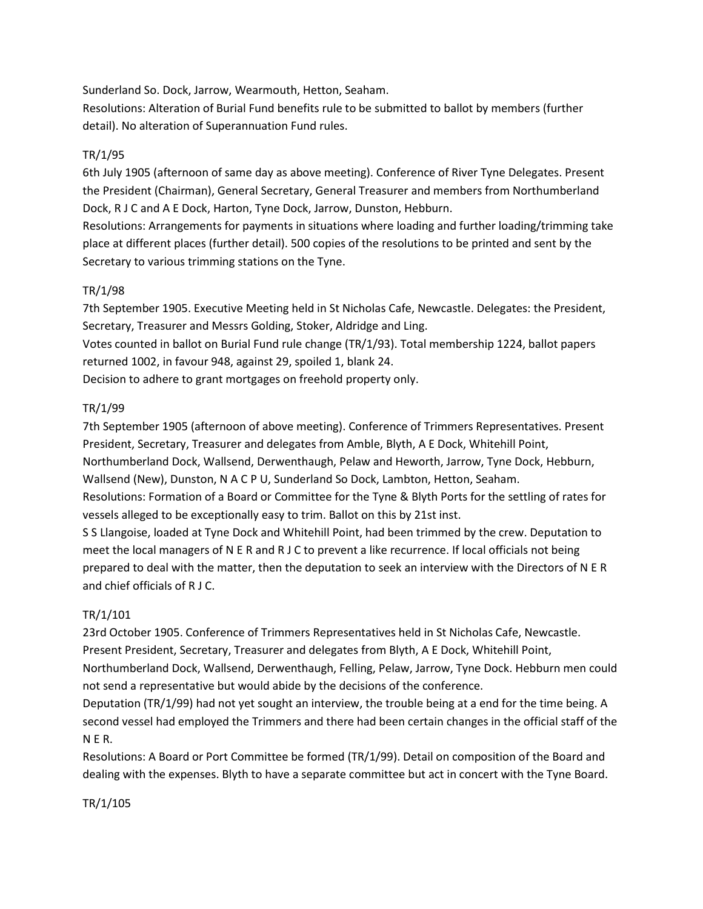Sunderland So. Dock, Jarrow, Wearmouth, Hetton, Seaham.
Resolutions: Alteration of Burial Fund benefits rule to be submitted to ballot by members (further detail). No alteration of Superannuation Fund rules.

TR/1/95
6th July 1905 (afternoon of same day as above meeting). Conference of River Tyne Delegates. Present the President (Chairman), General Secretary, General Treasurer and members from Northumberland Dock, R J C and A E Dock, Harton, Tyne Dock, Jarrow, Dunston, Hebburn.
Resolutions: Arrangements for payments in situations where loading and further loading/trimming take place at different places (further detail). 500 copies of the resolutions to be printed and sent by the Secretary to various trimming stations on the Tyne.

TR/1/98
7th September 1905. Executive Meeting held in St Nicholas Cafe, Newcastle. Delegates: the President, Secretary, Treasurer and Messrs Golding, Stoker, Aldridge and Ling.
Votes counted in ballot on Burial Fund rule change (TR/1/93). Total membership 1224, ballot papers returned 1002, in favour 948, against 29, spoiled 1, blank 24.
Decision to adhere to grant mortgages on freehold property only.

TR/1/99
7th September 1905 (afternoon of above meeting). Conference of Trimmers Representatives. Present President, Secretary, Treasurer and delegates from Amble, Blyth, A E Dock, Whitehill Point, Northumberland Dock, Wallsend, Derwenthaugh, Pelaw and Heworth, Jarrow, Tyne Dock, Hebburn, Wallsend (New), Dunston, N A C P U, Sunderland So Dock, Lambton, Hetton, Seaham.
Resolutions: Formation of a Board or Committee for the Tyne & Blyth Ports for the settling of rates for vessels alleged to be exceptionally easy to trim. Ballot on this by 21st inst.
S S Llangoise, loaded at Tyne Dock and Whitehill Point, had been trimmed by the crew. Deputation to meet the local managers of N E R and R J C to prevent a like recurrence. If local officials not being prepared to deal with the matter, then the deputation to seek an interview with the Directors of N E R and chief officials of R J C.

TR/1/101
23rd October 1905. Conference of Trimmers Representatives held in St Nicholas Cafe, Newcastle. Present President, Secretary, Treasurer and delegates from Blyth, A E Dock, Whitehill Point, Northumberland Dock, Wallsend, Derwenthaugh, Felling, Pelaw, Jarrow, Tyne Dock. Hebburn men could not send a representative but would abide by the decisions of the conference.
Deputation (TR/1/99) had not yet sought an interview, the trouble being at a end for the time being. A second vessel had employed the Trimmers and there had been certain changes in the official staff of the N E R.
Resolutions: A Board or Port Committee be formed (TR/1/99). Detail on composition of the Board and dealing with the expenses. Blyth to have a separate committee but act in concert with the Tyne Board.

TR/1/105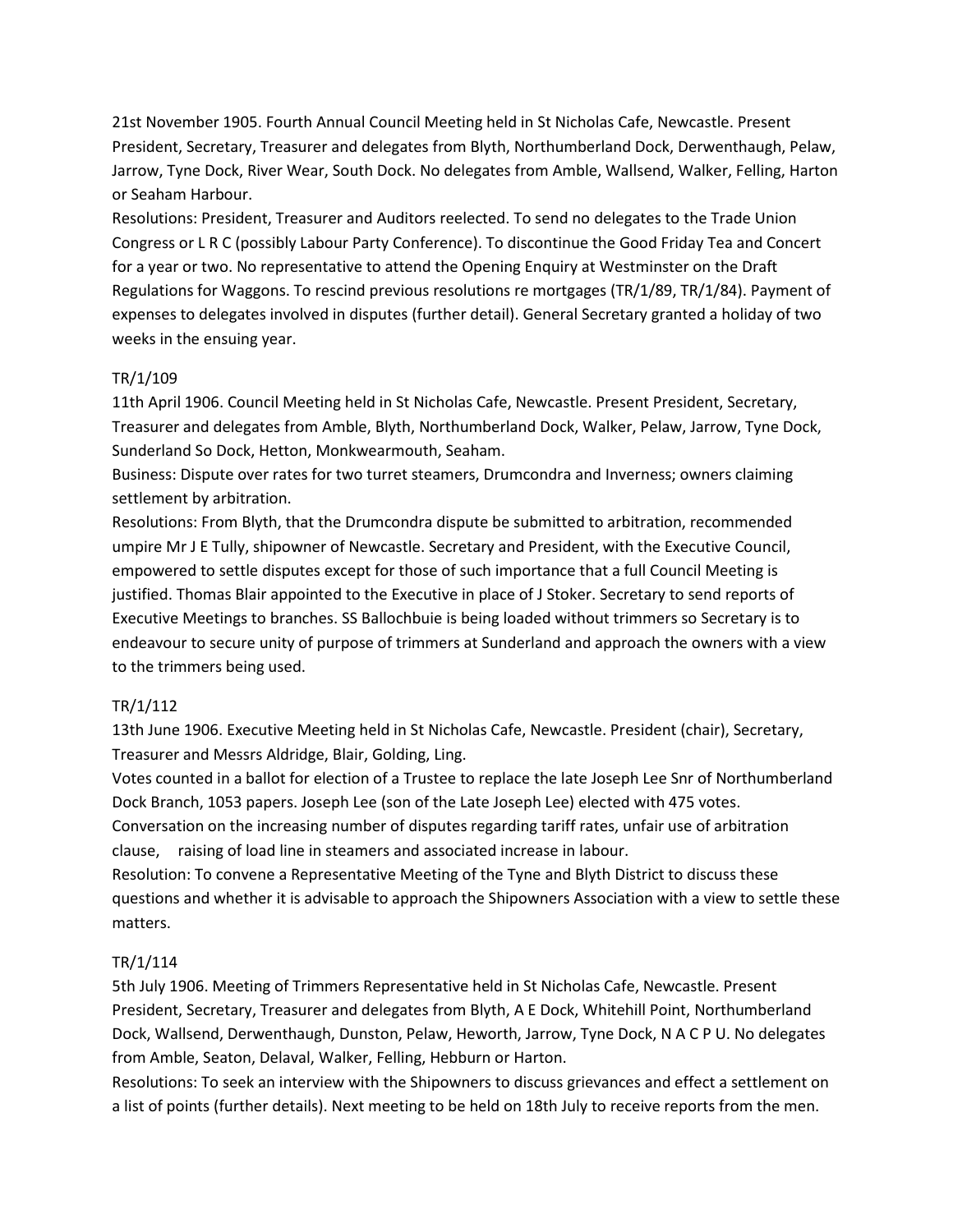21st November 1905. Fourth Annual Council Meeting held in St Nicholas Cafe, Newcastle. Present President, Secretary, Treasurer and delegates from Blyth, Northumberland Dock, Derwenthaugh, Pelaw, Jarrow, Tyne Dock, River Wear, South Dock. No delegates from Amble, Wallsend, Walker, Felling, Harton or Seaham Harbour.

Resolutions: President, Treasurer and Auditors reelected. To send no delegates to the Trade Union Congress or L R C (possibly Labour Party Conference). To discontinue the Good Friday Tea and Concert for a year or two. No representative to attend the Opening Enquiry at Westminster on the Draft Regulations for Waggons. To rescind previous resolutions re mortgages (TR/1/89, TR/1/84). Payment of expenses to delegates involved in disputes (further detail). General Secretary granted a holiday of two weeks in the ensuing year.

TR/1/109

11th April 1906. Council Meeting held in St Nicholas Cafe, Newcastle. Present President, Secretary, Treasurer and delegates from Amble, Blyth, Northumberland Dock, Walker, Pelaw, Jarrow, Tyne Dock, Sunderland So Dock, Hetton, Monkwearmouth, Seaham.

Business: Dispute over rates for two turret steamers, Drumcondra and Inverness; owners claiming settlement by arbitration.

Resolutions: From Blyth, that the Drumcondra dispute be submitted to arbitration, recommended umpire Mr J E Tully, shipowner of Newcastle. Secretary and President, with the Executive Council, empowered to settle disputes except for those of such importance that a full Council Meeting is justified. Thomas Blair appointed to the Executive in place of J Stoker. Secretary to send reports of Executive Meetings to branches. SS Ballochbuie is being loaded without trimmers so Secretary is to endeavour to secure unity of purpose of trimmers at Sunderland and approach the owners with a view to the trimmers being used.

TR/1/112

13th June 1906. Executive Meeting held in St Nicholas Cafe, Newcastle. President (chair), Secretary, Treasurer and Messrs Aldridge, Blair, Golding, Ling.

Votes counted in a ballot for election of a Trustee to replace the late Joseph Lee Snr of Northumberland Dock Branch, 1053 papers. Joseph Lee (son of the Late Joseph Lee) elected with 475 votes.

Conversation on the increasing number of disputes regarding tariff rates, unfair use of arbitration clause, raising of load line in steamers and associated increase in labour.

Resolution: To convene a Representative Meeting of the Tyne and Blyth District to discuss these questions and whether it is advisable to approach the Shipowners Association with a view to settle these matters.

TR/1/114

5th July 1906. Meeting of Trimmers Representative held in St Nicholas Cafe, Newcastle. Present President, Secretary, Treasurer and delegates from Blyth, A E Dock, Whitehill Point, Northumberland Dock, Wallsend, Derwenthaugh, Dunston, Pelaw, Heworth, Jarrow, Tyne Dock, N A C P U. No delegates from Amble, Seaton, Delaval, Walker, Felling, Hebburn or Harton.

Resolutions: To seek an interview with the Shipowners to discuss grievances and effect a settlement on a list of points (further details). Next meeting to be held on 18th July to receive reports from the men.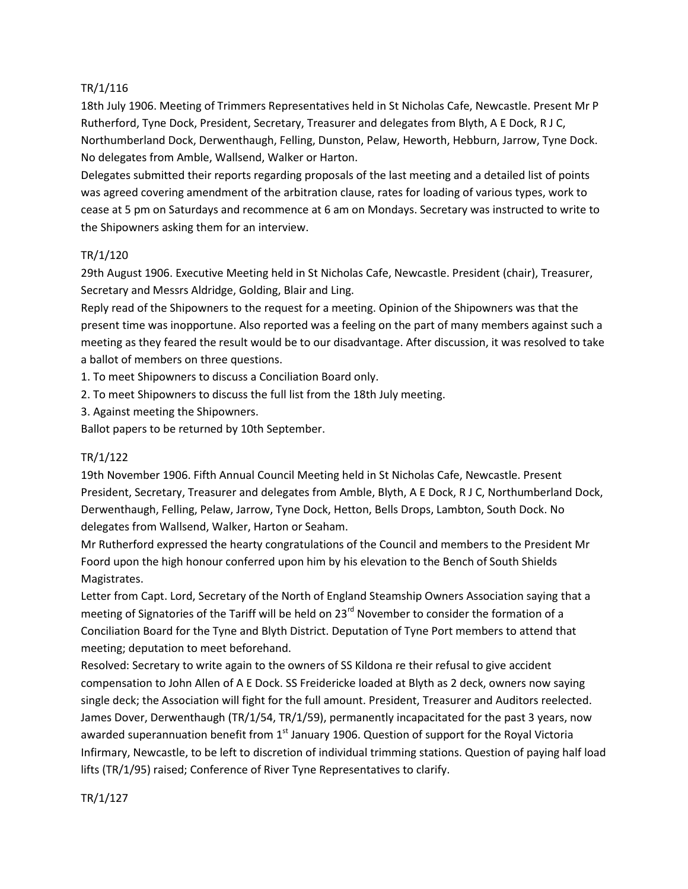TR/1/116

18th July 1906. Meeting of Trimmers Representatives held in St Nicholas Cafe, Newcastle. Present Mr P Rutherford, Tyne Dock, President, Secretary, Treasurer and delegates from Blyth, A E Dock, R J C, Northumberland Dock, Derwenthaugh, Felling, Dunston, Pelaw, Heworth, Hebburn, Jarrow, Tyne Dock. No delegates from Amble, Wallsend, Walker or Harton.

Delegates submitted their reports regarding proposals of the last meeting and a detailed list of points was agreed covering amendment of the arbitration clause, rates for loading of various types, work to cease at 5 pm on Saturdays and recommence at 6 am on Mondays. Secretary was instructed to write to the Shipowners asking them for an interview.

TR/1/120

29th August 1906. Executive Meeting held in St Nicholas Cafe, Newcastle. President (chair), Treasurer, Secretary and Messrs Aldridge, Golding, Blair and Ling.

Reply read of the Shipowners to the request for a meeting. Opinion of the Shipowners was that the present time was inopportune. Also reported was a feeling on the part of many members against such a meeting as they feared the result would be to our disadvantage. After discussion, it was resolved to take a ballot of members on three questions.

1. To meet Shipowners to discuss a Conciliation Board only.
2. To meet Shipowners to discuss the full list from the 18th July meeting.
3. Against meeting the Shipowners.

Ballot papers to be returned by 10th September.

TR/1/122

19th November 1906. Fifth Annual Council Meeting held in St Nicholas Cafe, Newcastle. Present President, Secretary, Treasurer and delegates from Amble, Blyth, A E Dock, R J C, Northumberland Dock, Derwenthaugh, Felling, Pelaw, Jarrow, Tyne Dock, Hetton, Bells Drops, Lambton, South Dock. No delegates from Wallsend, Walker, Harton or Seaham.

Mr Rutherford expressed the hearty congratulations of the Council and members to the President Mr Foord upon the high honour conferred upon him by his elevation to the Bench of South Shields Magistrates.

Letter from Capt. Lord, Secretary of the North of England Steamship Owners Association saying that a meeting of Signatories of the Tariff will be held on 23rd November to consider the formation of a Conciliation Board for the Tyne and Blyth District. Deputation of Tyne Port members to attend that meeting; deputation to meet beforehand.

Resolved: Secretary to write again to the owners of SS Kildona re their refusal to give accident compensation to John Allen of A E Dock. SS Friedericke loaded at Blyth as 2 deck, owners now saying single deck; the Association will fight for the full amount. President, Treasurer and Auditors reelected. James Dover, Derwenthaugh (TR/1/54, TR/1/59), permanently incapacitated for the past 3 years, now awarded superannuation benefit from 1st January 1906. Question of support for the Royal Victoria Infirmary, Newcastle, to be left to discretion of individual trimming stations. Question of paying half load lifts (TR/1/95) raised; Conference of River Tyne Representatives to clarify.

TR/1/127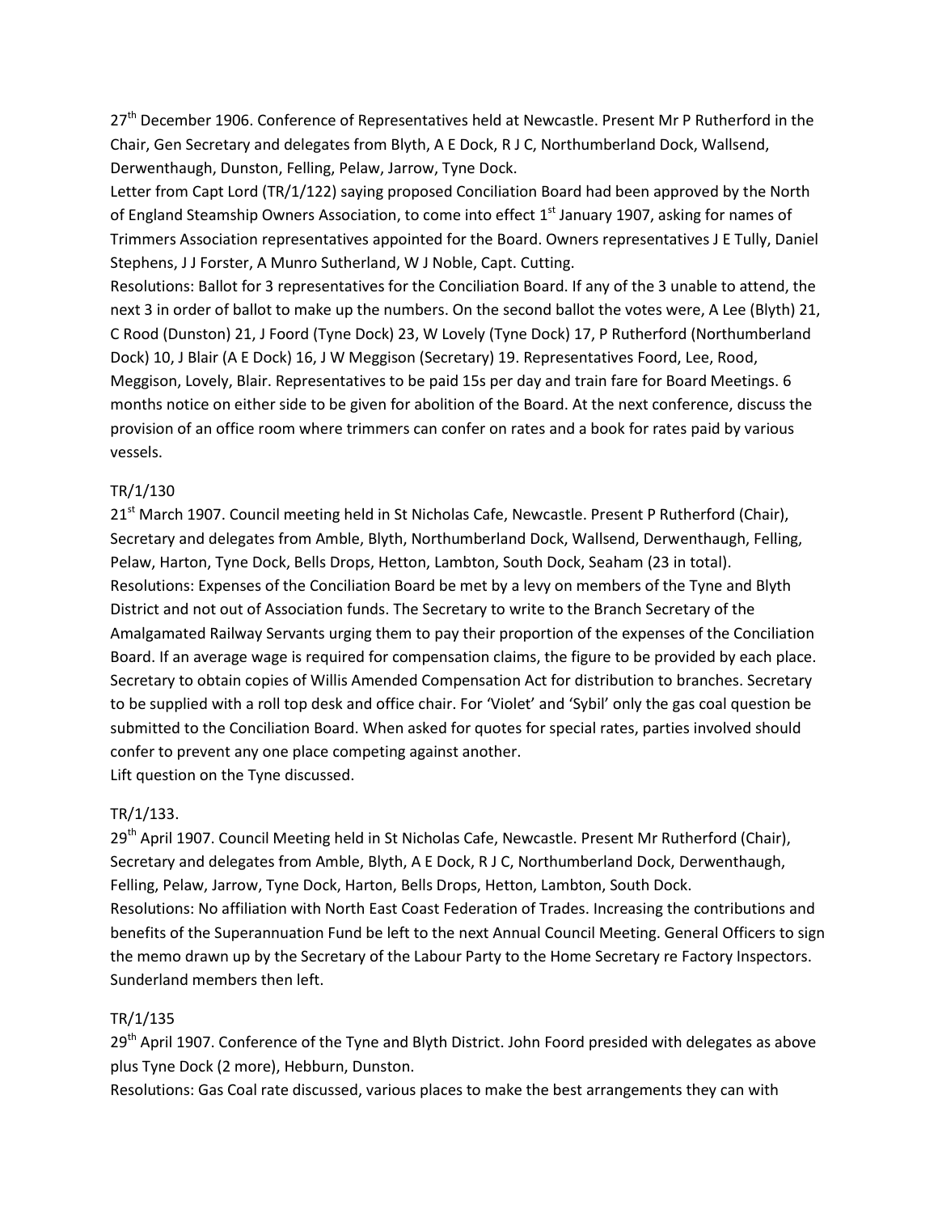27th December 1906. Conference of Representatives held at Newcastle. Present Mr P Rutherford in the Chair, Gen Secretary and delegates from Blyth, A E Dock, R J C, Northumberland Dock, Wallsend, Derwenthaugh, Dunston, Felling, Pelaw, Jarrow, Tyne Dock.

Letter from Capt Lord (TR/1/122) saying proposed Conciliation Board had been approved by the North of England Steamship Owners Association, to come into effect 1st January 1907, asking for names of Trimmers Association representatives appointed for the Board. Owners representatives J E Tully, Daniel Stephens, J J Forster, A Munro Sutherland, W J Noble, Capt. Cutting.

Resolutions: Ballot for 3 representatives for the Conciliation Board. If any of the 3 unable to attend, the next 3 in order of ballot to make up the numbers. On the second ballot the votes were, A Lee (Blyth) 21, C Rood (Dunston) 21, J Foord (Tyne Dock) 23, W Lovely (Tyne Dock) 17, P Rutherford (Northumberland Dock) 10, J Blair (A E Dock) 16, J W Meggison (Secretary) 19. Representatives Foord, Lee, Rood, Meggison, Lovely, Blair. Representatives to be paid 15s per day and train fare for Board Meetings. 6 months notice on either side to be given for abolition of the Board. At the next conference, discuss the provision of an office room where trimmers can confer on rates and a book for rates paid by various vessels.

TR/1/130

21st March 1907. Council meeting held in St Nicholas Cafe, Newcastle. Present P Rutherford (Chair), Secretary and delegates from Amble, Blyth, Northumberland Dock, Wallsend, Derwenthaugh, Felling, Pelaw, Harton, Tyne Dock, Bells Drops, Hetton, Lambton, South Dock, Seaham (23 in total).

Resolutions: Expenses of the Conciliation Board be met by a levy on members of the Tyne and Blyth District and not out of Association funds. The Secretary to write to the Branch Secretary of the Amalgamated Railway Servants urging them to pay their proportion of the expenses of the Conciliation Board. If an average wage is required for compensation claims, the figure to be provided by each place. Secretary to obtain copies of Willis Amended Compensation Act for distribution to branches. Secretary to be supplied with a roll top desk and office chair. For 'Violet' and 'Sybil' only the gas coal question be submitted to the Conciliation Board. When asked for quotes for special rates, parties involved should confer to prevent any one place competing against another.

Lift question on the Tyne discussed.

TR/1/133.

29th April 1907. Council Meeting held in St Nicholas Cafe, Newcastle. Present Mr Rutherford (Chair), Secretary and delegates from Amble, Blyth, A E Dock, R J C, Northumberland Dock, Derwenthaugh, Felling, Pelaw, Jarrow, Tyne Dock, Harton, Bells Drops, Hetton, Lambton, South Dock.

Resolutions: No affiliation with North East Coast Federation of Trades. Increasing the contributions and benefits of the Superannuation Fund be left to the next Annual Council Meeting. General Officers to sign the memo drawn up by the Secretary of the Labour Party to the Home Secretary re Factory Inspectors. Sunderland members then left.

TR/1/135

29th April 1907. Conference of the Tyne and Blyth District. John Foord presided with delegates as above plus Tyne Dock (2 more), Hebburn, Dunston.

Resolutions: Gas Coal rate discussed, various places to make the best arrangements they can with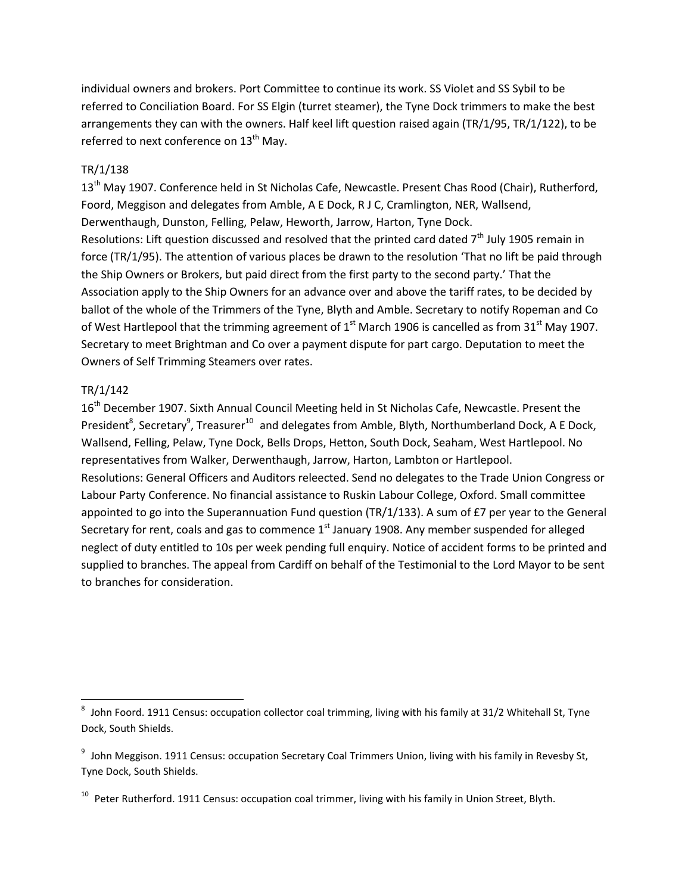individual owners and brokers. Port Committee to continue its work. SS Violet and SS Sybil to be referred to Conciliation Board. For SS Elgin (turret steamer), the Tyne Dock trimmers to make the best arrangements they can with the owners. Half keel lift question raised again (TR/1/95, TR/1/122), to be referred to next conference on 13th May.

TR/1/138

13th May 1907. Conference held in St Nicholas Cafe, Newcastle. Present Chas Rood (Chair), Rutherford, Foord, Meggison and delegates from Amble, A E Dock, R J C, Cramlington, NER, Wallsend, Derwenthaugh, Dunston, Felling, Pelaw, Heworth, Jarrow, Harton, Tyne Dock.
Resolutions: Lift question discussed and resolved that the printed card dated 7th July 1905 remain in force (TR/1/95). The attention of various places be drawn to the resolution 'That no lift be paid through the Ship Owners or Brokers, but paid direct from the first party to the second party.' That the Association apply to the Ship Owners for an advance over and above the tariff rates, to be decided by ballot of the whole of the Trimmers of the Tyne, Blyth and Amble. Secretary to notify Ropeman and Co of West Hartlepool that the trimming agreement of 1st March 1906 is cancelled as from 31st May 1907. Secretary to meet Brightman and Co over a payment dispute for part cargo. Deputation to meet the Owners of Self Trimming Steamers over rates.

TR/1/142

16th December 1907. Sixth Annual Council Meeting held in St Nicholas Cafe, Newcastle. Present the President[8], Secretary[9], Treasurer[10] and delegates from Amble, Blyth, Northumberland Dock, A E Dock, Wallsend, Felling, Pelaw, Tyne Dock, Bells Drops, Hetton, South Dock, Seaham, West Hartlepool. No representatives from Walker, Derwenthaugh, Jarrow, Harton, Lambton or Hartlepool.
Resolutions: General Officers and Auditors releected. Send no delegates to the Trade Union Congress or Labour Party Conference. No financial assistance to Ruskin Labour College, Oxford. Small committee appointed to go into the Superannuation Fund question (TR/1/133). A sum of £7 per year to the General Secretary for rent, coals and gas to commence 1st January 1908. Any member suspended for alleged neglect of duty entitled to 10s per week pending full enquiry. Notice of accident forms to be printed and supplied to branches. The appeal from Cardiff on behalf of the Testimonial to the Lord Mayor to be sent to branches for consideration.

---

[8] John Foord. 1911 Census: occupation collector coal trimming, living with his family at 31/2 Whitehall St, Tyne Dock, South Shields.

[9] John Meggison. 1911 Census: occupation Secretary Coal Trimmers Union, living with his family in Revesby St, Tyne Dock, South Shields.

[10] Peter Rutherford. 1911 Census: occupation coal trimmer, living with his family in Union Street, Blyth.